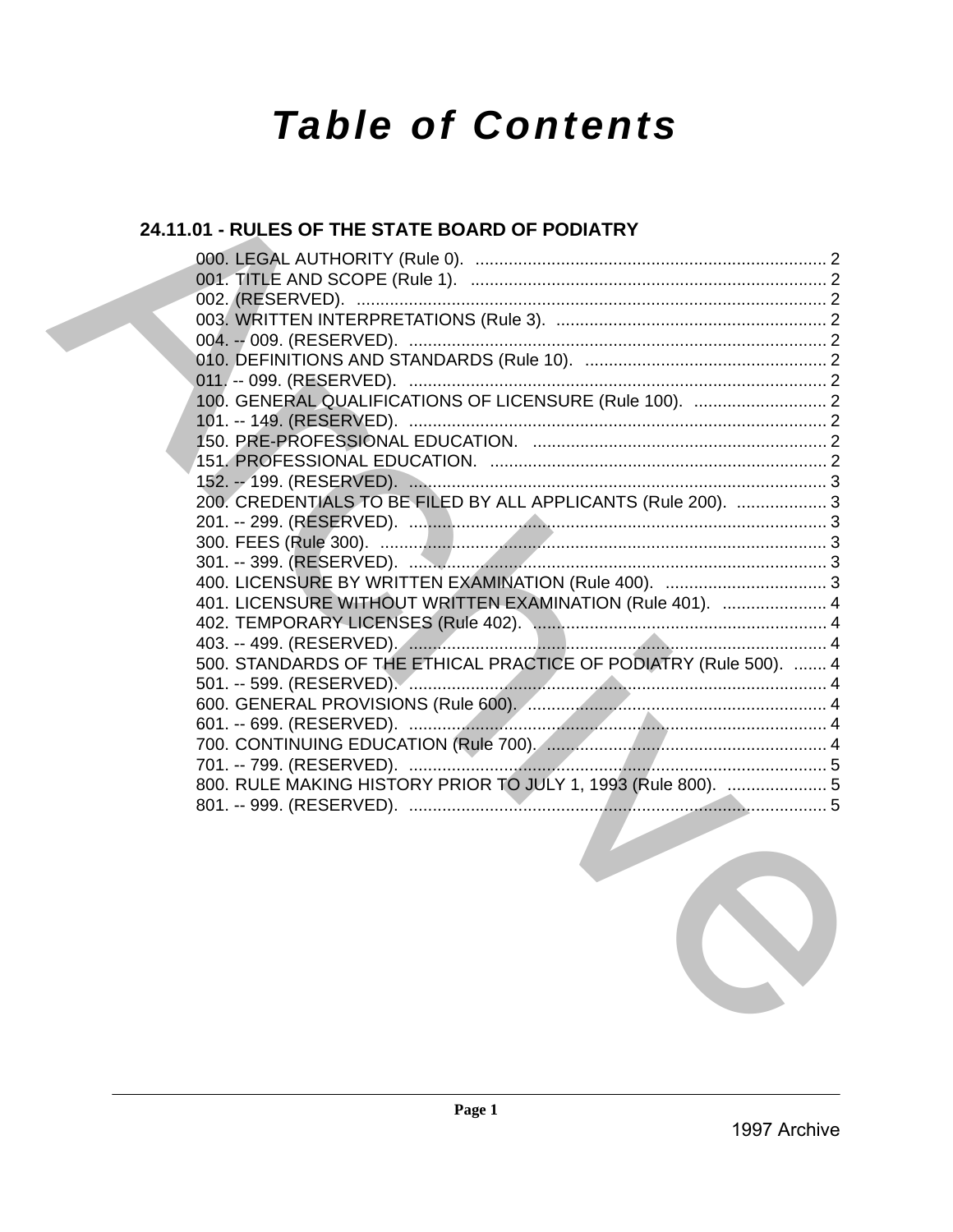# Table of Contents

## 24.11.01 - RULES OF THE STATE BOARD OF PODIATRY

000. LEGAL AUTHORITY (Rule 0). .......... 2
001. TITLE AND SCOPE (Rule 1). .......... 2
002. (RESERVED). .......... 2
003. WRITTEN INTERPRETATIONS (Rule 3). .......... 2
004. -- 009. (RESERVED). .......... 2
010. DEFINITIONS AND STANDARDS (Rule 10). .......... 2
011. -- 099. (RESERVED). .......... 2
100. GENERAL QUALIFICATIONS OF LICENSURE (Rule 100). .......... 2
101. -- 149. (RESERVED). .......... 2
150. PRE-PROFESSIONAL EDUCATION. .......... 2
151. PROFESSIONAL EDUCATION. .......... 2
152. -- 199. (RESERVED). .......... 3
200. CREDENTIALS TO BE FILED BY ALL APPLICANTS (Rule 200). .......... 3
201. -- 299. (RESERVED). .......... 3
300. FEES (Rule 300). .......... 3
301. -- 399. (RESERVED). .......... 3
400. LICENSURE BY WRITTEN EXAMINATION (Rule 400). .......... 3
401. LICENSURE WITHOUT WRITTEN EXAMINATION (Rule 401). .......... 4
402. TEMPORARY LICENSES (Rule 402). .......... 4
403. -- 499. (RESERVED). .......... 4
500. STANDARDS OF THE ETHICAL PRACTICE OF PODIATRY (Rule 500). .......... 4
501. -- 599. (RESERVED). .......... 4
600. GENERAL PROVISIONS (Rule 600). .......... 4
601. -- 699. (RESERVED). .......... 4
700. CONTINUING EDUCATION (Rule 700). .......... 4
701. -- 799. (RESERVED). .......... 5
800. RULE MAKING HISTORY PRIOR TO JULY 1, 1993 (Rule 800). .......... 5
801. -- 999. (RESERVED). .......... 5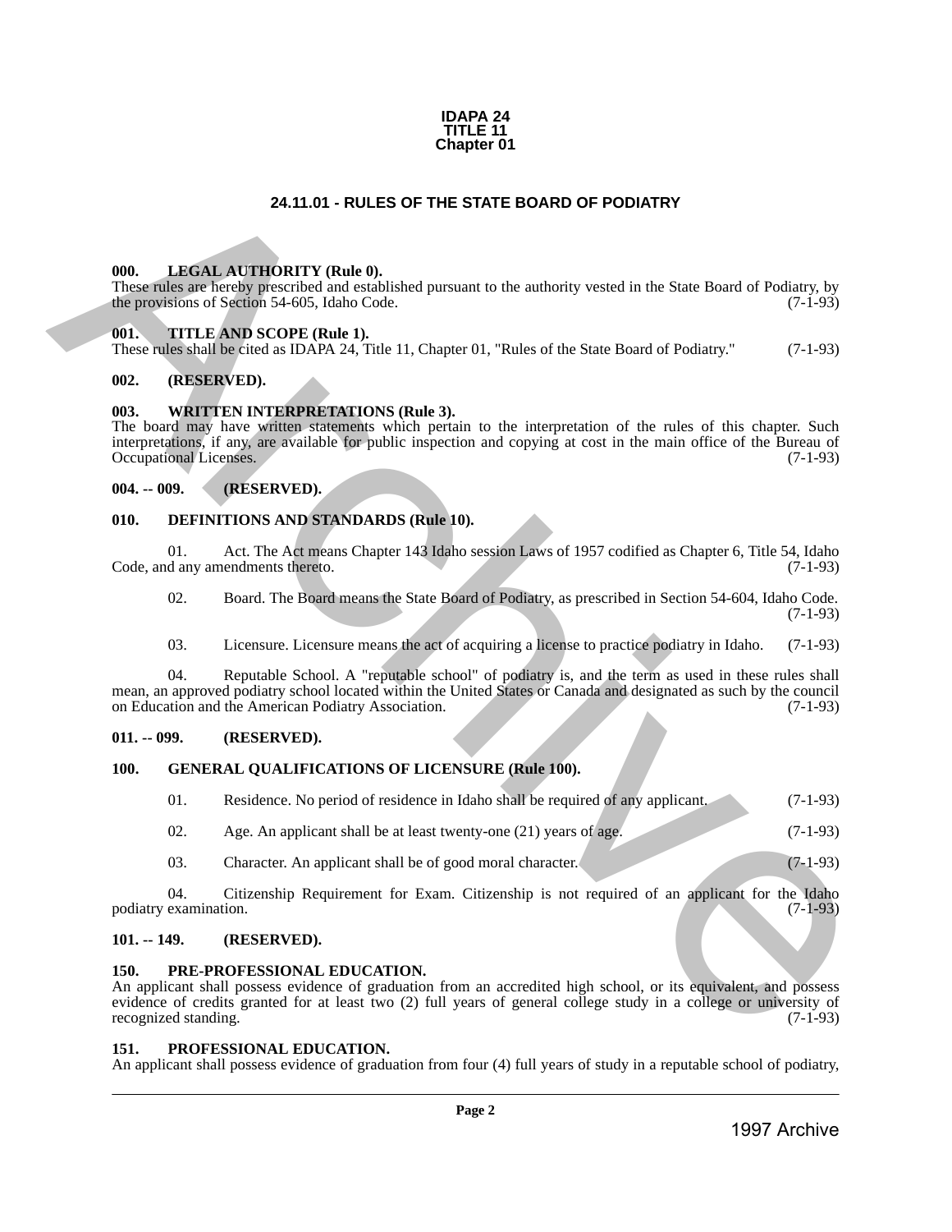**IDAPA 24**
**TITLE 11**
**Chapter 01**

## 24.11.01 - RULES OF THE STATE BOARD OF PODIATRY

### 000. LEGAL AUTHORITY (Rule 0).

These rules are hereby prescribed and established pursuant to the authority vested in the State Board of Podiatry, by the provisions of Section 54-605, Idaho Code. (7-1-93)

### 001. TITLE AND SCOPE (Rule 1).

These rules shall be cited as IDAPA 24, Title 11, Chapter 01, "Rules of the State Board of Podiatry." (7-1-93)

### 002. (RESERVED).

### 003. WRITTEN INTERPRETATIONS (Rule 3).

The board may have written statements which pertain to the interpretation of the rules of this chapter. Such interpretations, if any, are available for public inspection and copying at cost in the main office of the Bureau of Occupational Licenses. (7-1-93)

### 004. -- 009. (RESERVED).

### 010. DEFINITIONS AND STANDARDS (Rule 10).

01. Act. The Act means Chapter 143 Idaho session Laws of 1957 codified as Chapter 6, Title 54, Idaho Code, and any amendments thereto. (7-1-93)

02. Board. The Board means the State Board of Podiatry, as prescribed in Section 54-604, Idaho Code. (7-1-93)

03. Licensure. Licensure means the act of acquiring a license to practice podiatry in Idaho. (7-1-93)

04. Reputable School. A "reputable school" of podiatry is, and the term as used in these rules shall mean, an approved podiatry school located within the United States or Canada and designated as such by the council on Education and the American Podiatry Association. (7-1-93)

### 011. -- 099. (RESERVED).

### 100. GENERAL QUALIFICATIONS OF LICENSURE (Rule 100).

01. Residence. No period of residence in Idaho shall be required of any applicant. (7-1-93)

02. Age. An applicant shall be at least twenty-one (21) years of age. (7-1-93)

03. Character. An applicant shall be of good moral character. (7-1-93)

04. Citizenship Requirement for Exam. Citizenship is not required of an applicant for the Idaho podiatry examination. (7-1-93)

### 101. -- 149. (RESERVED).

### 150. PRE-PROFESSIONAL EDUCATION.

An applicant shall possess evidence of graduation from an accredited high school, or its equivalent, and possess evidence of credits granted for at least two (2) full years of general college study in a college or university of recognized standing. (7-1-93)

### 151. PROFESSIONAL EDUCATION.

An applicant shall possess evidence of graduation from four (4) full years of study in a reputable school of podiatry,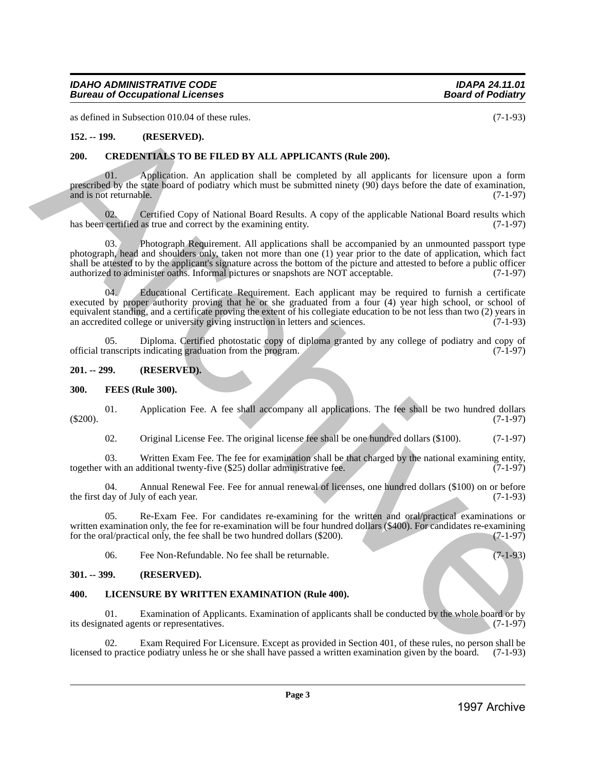as defined in Subsection 010.04 of these rules. (7-1-93)

**152. -- 199. (RESERVED).**

**200. CREDENTIALS TO BE FILED BY ALL APPLICANTS (Rule 200).**

01. Application. An application shall be completed by all applicants for licensure upon a form prescribed by the state board of podiatry which must be submitted ninety (90) days before the date of examination, and is not returnable. (7-1-97)

02. Certified Copy of National Board Results. A copy of the applicable National Board results which has been certified as true and correct by the examining entity. (7-1-97)

03. Photograph Requirement. All applications shall be accompanied by an unmounted passport type photograph, head and shoulders only, taken not more than one (1) year prior to the date of application, which fact shall be attested to by the applicant's signature across the bottom of the picture and attested to before a public officer authorized to administer oaths. Informal pictures or snapshots are NOT acceptable. (7-1-97)

04. Educational Certificate Requirement. Each applicant may be required to furnish a certificate executed by proper authority proving that he or she graduated from a four (4) year high school, or school of equivalent standing, and a certificate proving the extent of his collegiate education to be not less than two (2) years in an accredited college or university giving instruction in letters and sciences. (7-1-93)

05. Diploma. Certified photostatic copy of diploma granted by any college of podiatry and copy of official transcripts indicating graduation from the program. (7-1-97)

**201. -- 299. (RESERVED).**

**300. FEES (Rule 300).**

01. Application Fee. A fee shall accompany all applications. The fee shall be two hundred dollars ($200). (7-1-97)

02. Original License Fee. The original license fee shall be one hundred dollars ($100). (7-1-97)

03. Written Exam Fee. The fee for examination shall be that charged by the national examining entity, together with an additional twenty-five ($25) dollar administrative fee. (7-1-97)

04. Annual Renewal Fee. Fee for annual renewal of licenses, one hundred dollars ($100) on or before the first day of July of each year. (7-1-93)

05. Re-Exam Fee. For candidates re-examining for the written and oral/practical examinations or written examination only, the fee for re-examination will be four hundred dollars ($400). For candidates re-examining for the oral/practical only, the fee shall be two hundred dollars ($200). (7-1-97)

06. Fee Non-Refundable. No fee shall be returnable. (7-1-93)

**301. -- 399. (RESERVED).**

**400. LICENSURE BY WRITTEN EXAMINATION (Rule 400).**

01. Examination of Applicants. Examination of applicants shall be conducted by the whole board or by its designated agents or representatives. (7-1-97)

02. Exam Required For Licensure. Except as provided in Section 401, of these rules, no person shall be licensed to practice podiatry unless he or she shall have passed a written examination given by the board. (7-1-93)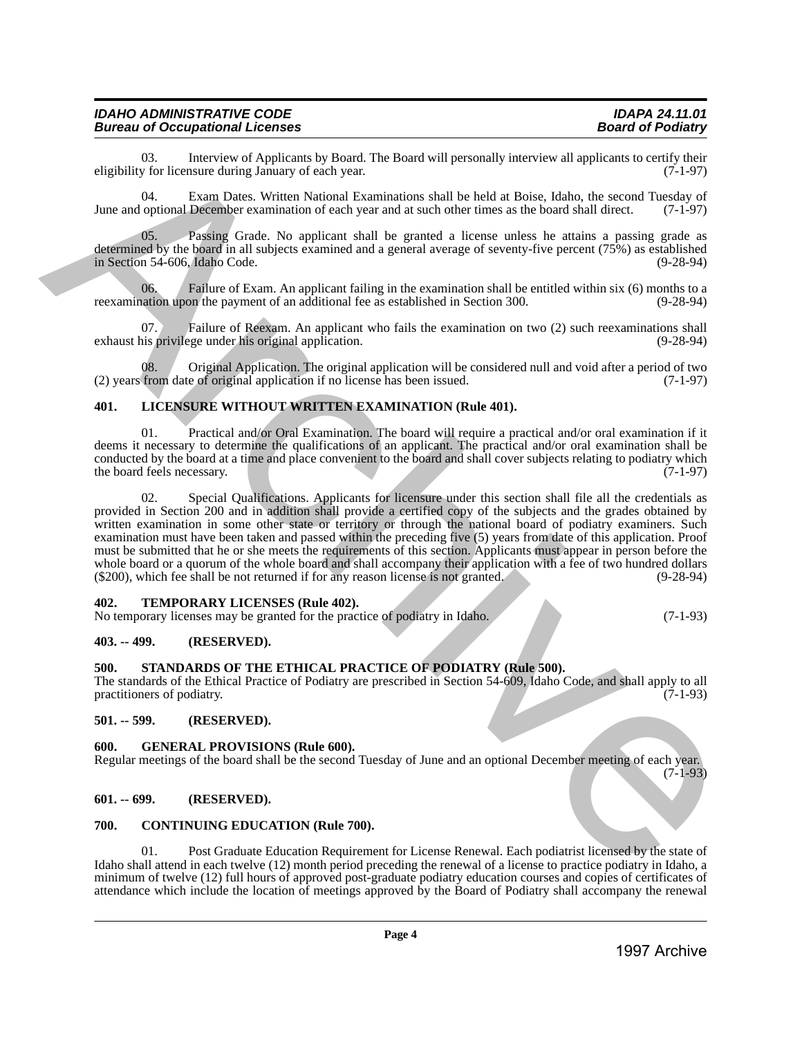03. Interview of Applicants by Board. The Board will personally interview all applicants to certify their eligibility for licensure during January of each year. (7-1-97)

04. Exam Dates. Written National Examinations shall be held at Boise, Idaho, the second Tuesday of June and optional December examination of each year and at such other times as the board shall direct. (7-1-97)

05. Passing Grade. No applicant shall be granted a license unless he attains a passing grade as determined by the board in all subjects examined and a general average of seventy-five percent (75%) as established in Section 54-606, Idaho Code. (9-28-94)

06. Failure of Exam. An applicant failing in the examination shall be entitled within six (6) months to a reexamination upon the payment of an additional fee as established in Section 300. (9-28-94)

07. Failure of Reexam. An applicant who fails the examination on two (2) such reexaminations shall exhaust his privilege under his original application. (9-28-94)

08. Original Application. The original application will be considered null and void after a period of two (2) years from date of original application if no license has been issued. (7-1-97)

## 401. LICENSURE WITHOUT WRITTEN EXAMINATION (Rule 401).

01. Practical and/or Oral Examination. The board will require a practical and/or oral examination if it deems it necessary to determine the qualifications of an applicant. The practical and/or oral examination shall be conducted by the board at a time and place convenient to the board and shall cover subjects relating to podiatry which the board feels necessary. (7-1-97)

02. Special Qualifications. Applicants for licensure under this section shall file all the credentials as provided in Section 200 and in addition shall provide a certified copy of the subjects and the grades obtained by written examination in some other state or territory or through the national board of podiatry examiners. Such examination must have been taken and passed within the preceding five (5) years from date of this application. Proof must be submitted that he or she meets the requirements of this section. Applicants must appear in person before the whole board or a quorum of the whole board and shall accompany their application with a fee of two hundred dollars ($200), which fee shall be not returned if for any reason license is not granted. (9-28-94)

## 402. TEMPORARY LICENSES (Rule 402).

No temporary licenses may be granted for the practice of podiatry in Idaho. (7-1-93)

## 403. -- 499. (RESERVED).

## 500. STANDARDS OF THE ETHICAL PRACTICE OF PODIATRY (Rule 500).

The standards of the Ethical Practice of Podiatry are prescribed in Section 54-609, Idaho Code, and shall apply to all practitioners of podiatry. (7-1-93)

## 501. -- 599. (RESERVED).

## 600. GENERAL PROVISIONS (Rule 600).

Regular meetings of the board shall be the second Tuesday of June and an optional December meeting of each year. (7-1-93)

## 601. -- 699. (RESERVED).

## 700. CONTINUING EDUCATION (Rule 700).

01. Post Graduate Education Requirement for License Renewal. Each podiatrist licensed by the state of Idaho shall attend in each twelve (12) month period preceding the renewal of a license to practice podiatry in Idaho, a minimum of twelve (12) full hours of approved post-graduate podiatry education courses and copies of certificates of attendance which include the location of meetings approved by the Board of Podiatry shall accompany the renewal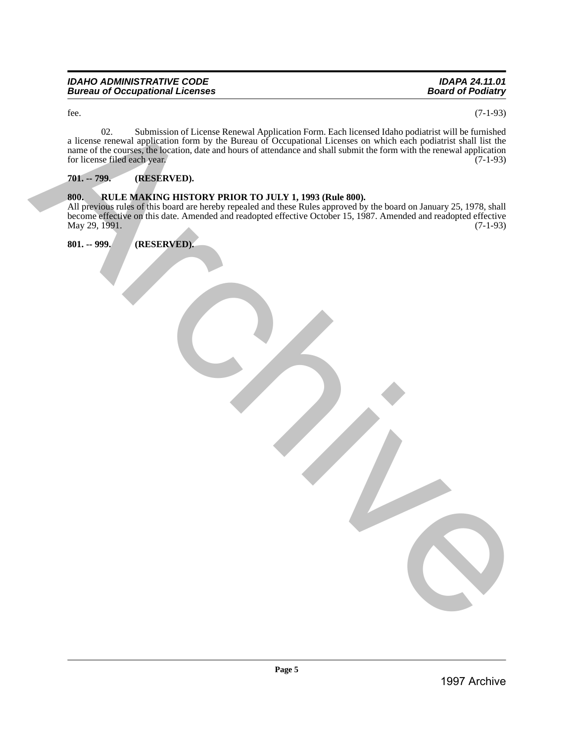fee. (7-1-93)

02. Submission of License Renewal Application Form. Each licensed Idaho podiatrist will be furnished a license renewal application form by the Bureau of Occupational Licenses on which each podiatrist shall list the name of the courses, the location, date and hours of attendance and shall submit the form with the renewal application for license filed each year. (7-1-93)

**701. -- 799. (RESERVED).**

**800. RULE MAKING HISTORY PRIOR TO JULY 1, 1993 (Rule 800).**

All previous rules of this board are hereby repealed and these Rules approved by the board on January 25, 1978, shall become effective on this date. Amended and readopted effective October 15, 1987. Amended and readopted effective May 29, 1991. (7-1-93)

**801. -- 999. (RESERVED).**